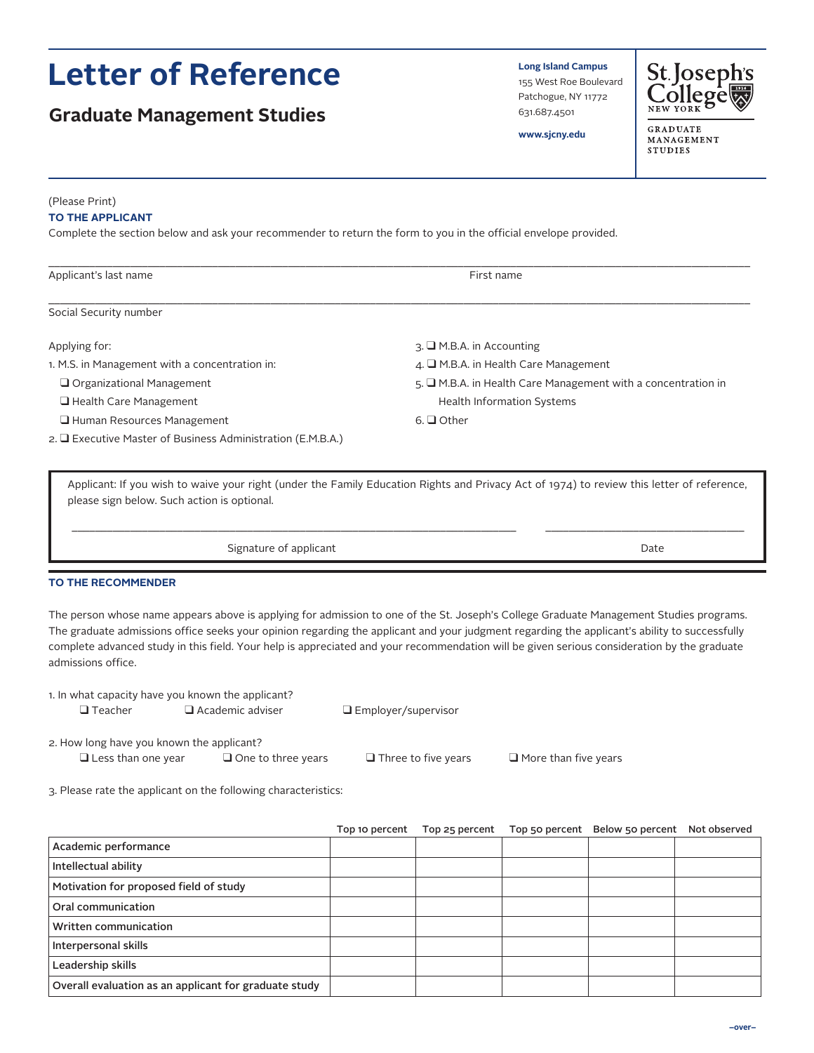# Letter of Reference

## Graduate Management Studies

**Long Island Campus**
155 West Roe Boulevard
Patchogue, NY 11772
631.687.4501

**www.sjcny.edu**

St. Joseph's College
NEW YORK

GRADUATE MANAGEMENT STUDIES

(Please Print)

**TO THE APPLICANT**

Complete the section below and ask your recommender to return the form to you in the official envelope provided.

Applicant's last name ______________________ First name ______________________

Social Security number ______________________

Applying for:

1. M.S. in Management with a concentration in:
   - ❑ Organizational Management
   - ❑ Health Care Management
   - ❑ Human Resources Management
2. ❑ Executive Master of Business Administration (E.M.B.A.)
3. ❑ M.B.A. in Accounting
4. ❑ M.B.A. in Health Care Management
5. ❑ M.B.A. in Health Care Management with a concentration in Health Information Systems
6. ❑ Other

Applicant: If you wish to waive your right (under the Family Education Rights and Privacy Act of 1974) to review this letter of reference, please sign below. Such action is optional.

Signature of applicant ______________________ Date ______________________

**TO THE RECOMMENDER**

The person whose name appears above is applying for admission to one of the St. Joseph's College Graduate Management Studies programs. The graduate admissions office seeks your opinion regarding the applicant and your judgment regarding the applicant's ability to successfully complete advanced study in this field. Your help is appreciated and your recommendation will be given serious consideration by the graduate admissions office.

1. In what capacity have you known the applicant?
   ❑ Teacher ❑ Academic adviser ❑ Employer/supervisor

2. How long have you known the applicant?
   ❑ Less than one year ❑ One to three years ❑ Three to five years ❑ More than five years

3. Please rate the applicant on the following characteristics:

| | Top 10 percent | Top 25 percent | Top 50 percent | Below 50 percent | Not observed |
|---|---|---|---|---|---|
| Academic performance | | | | | |
| Intellectual ability | | | | | |
| Motivation for proposed field of study | | | | | |
| Oral communication | | | | | |
| Written communication | | | | | |
| Interpersonal skills | | | | | |
| Leadership skills | | | | | |
| Overall evaluation as an applicant for graduate study | | | | | |

–over–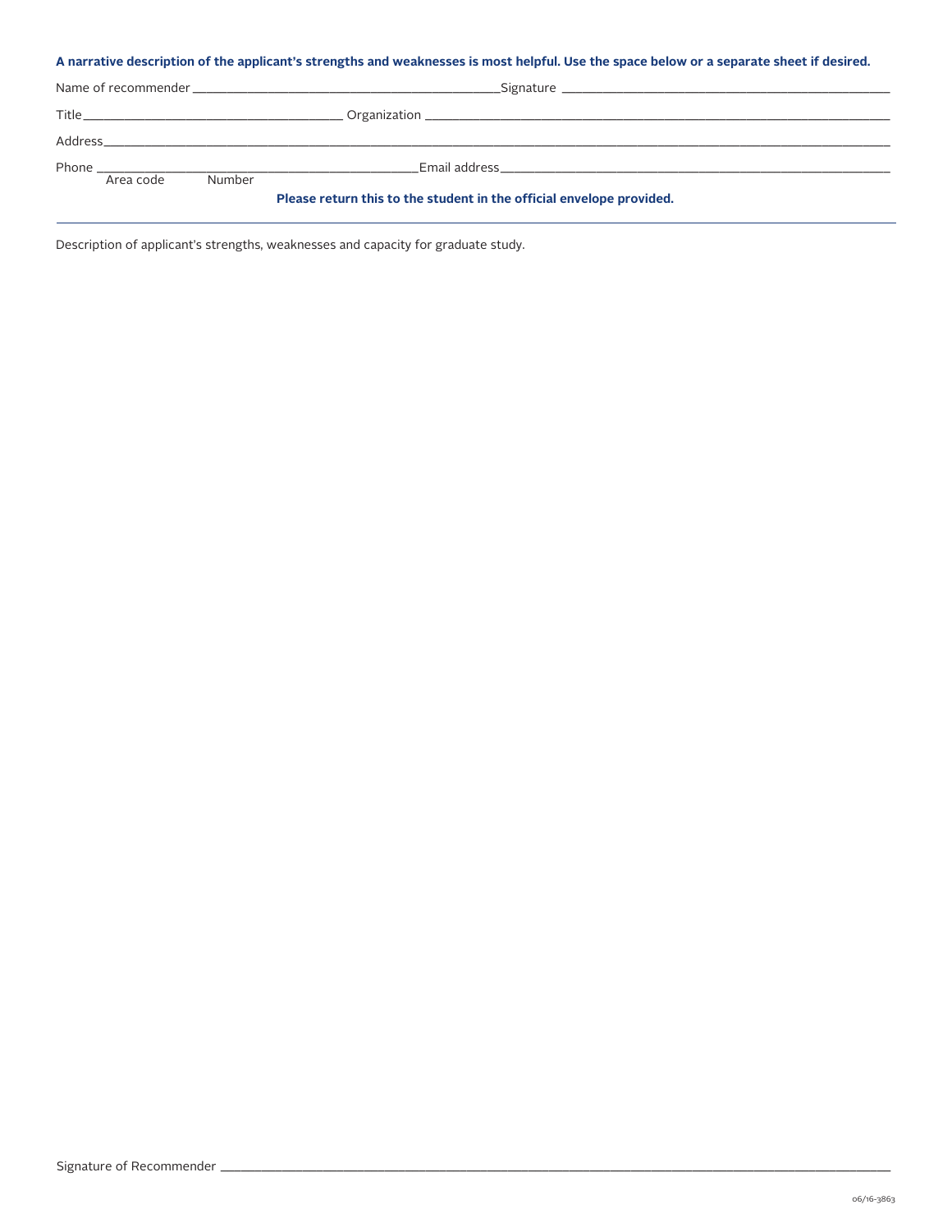**A narrative description of the applicant's strengths and weaknesses is most helpful. Use the space below or a separate sheet if desired.**

Name of recommender ____________________________________________ Signature ________________________________________________

Title ____________________________________ Organization ____________________________________________________________________

Address ____________________________________________________________________________________________________________

Phone ______________________________________________ Email address ______________________________________________________

Area code Number

**Please return this to the student in the official envelope provided.**

---

Description of applicant's strengths, weaknesses and capacity for graduate study.

Signature of Recommender ____________________________________________________________________________________________

06/16-3863